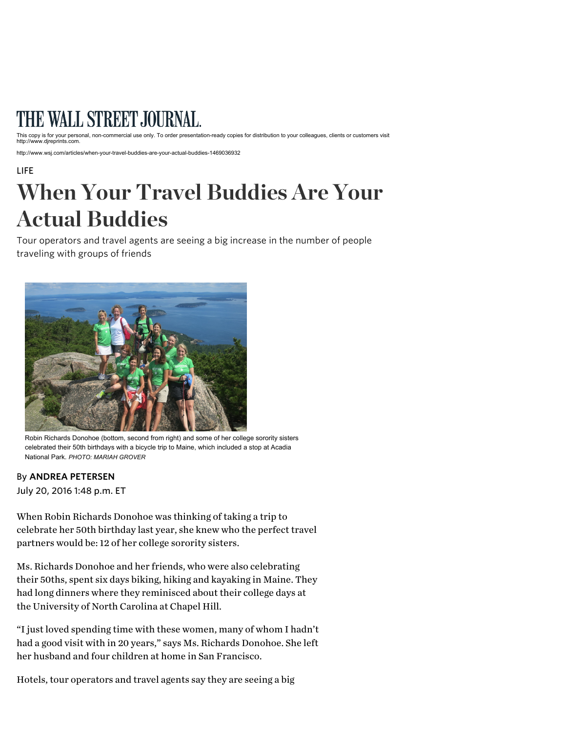# THE WALL STREET JOURNAL.

This copy is for your personal, non-commercial use only. To order presentation-ready copies for distribution to your colleagues, clients or customers visit http://www.djreprints.com.

http://www.wsj.com/articles/when-your-travel-buddies-are-your-actual-buddies-1469036932

LIFE

# When Your Travel Buddies Are Your Actual Buddies

Tour operators and travel agents are seeing a big increase in the number of people traveling with groups of friends

Robin Richards Donohoe (bottom, second from right) and some of her college sorority sisters celebrated their 50th birthdays with a bicycle trip to Maine, which included a stop at Acadia National Park. *PHOTO: MARIAH GROVER*

By **ANDREA PETERSEN**

July 20, 2016 1:48 p.m. ET

When Robin Richards Donohoe was thinking of taking a trip to celebrate her 50th birthday last year, she knew who the perfect travel partners would be: 12 of her college sorority sisters.

Ms. Richards Donohoe and her friends, who were also celebrating their 50ths, spent six days biking, hiking and kayaking in Maine. They had long dinners where they reminisced about their college days at the University of North Carolina at Chapel Hill.

"I just loved spending time with these women, many of whom I hadn't had a good visit with in 20 years," says Ms. Richards Donohoe. She left her husband and four children at home in San Francisco.

Hotels, tour operators and travel agents say they are seeing a big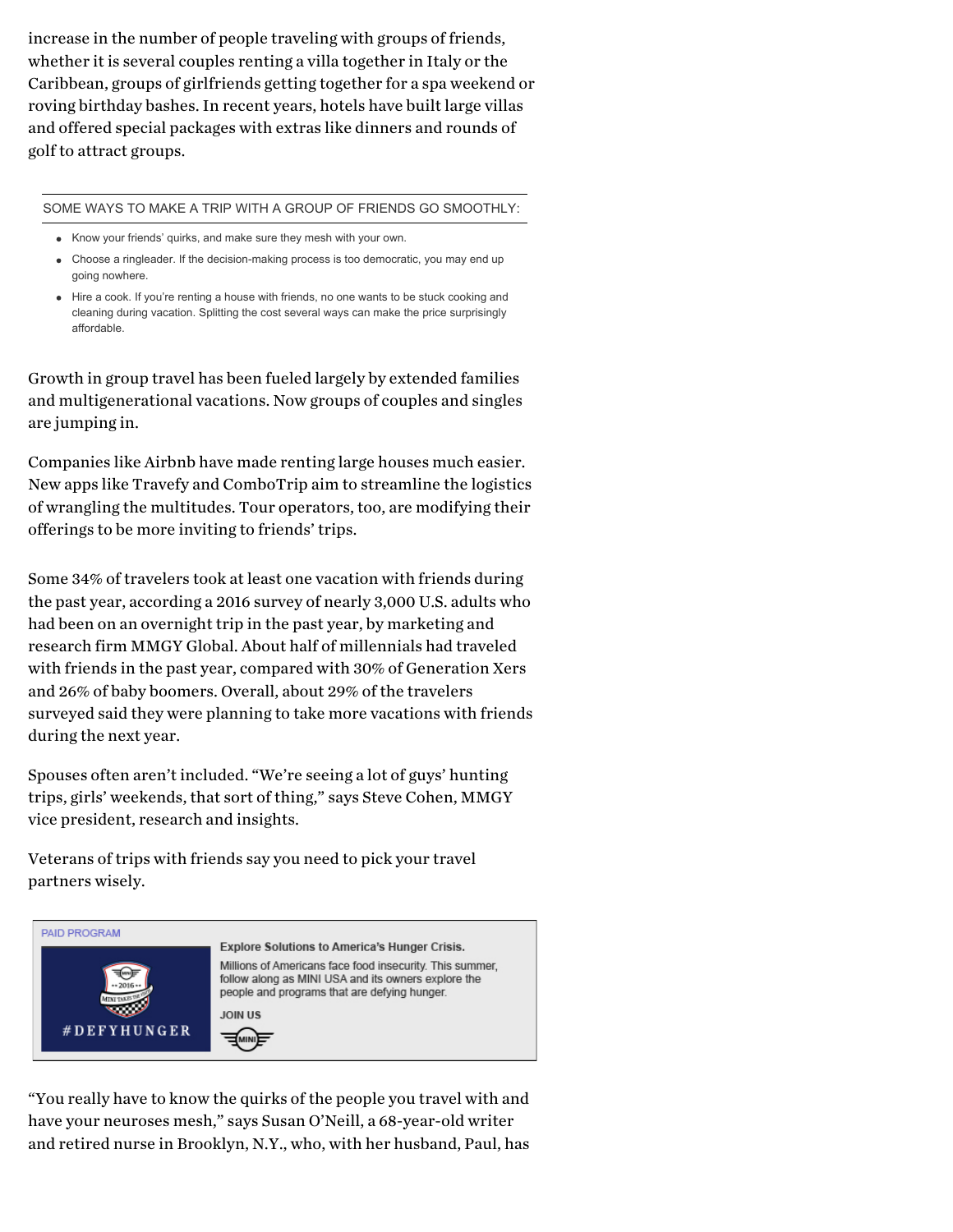increase in the number of people traveling with groups of friends, whether it is several couples renting a villa together in Italy or the Caribbean, groups of girlfriends getting together for a spa weekend or roving birthday bashes. In recent years, hotels have built large villas and offered special packages with extras like dinners and rounds of golf to attract groups.

SOME WAYS TO MAKE A TRIP WITH A GROUP OF FRIENDS GO SMOOTHLY:

- Know your friends' quirks, and make sure they mesh with your own.
- Choose a ringleader. If the decision-making process is too democratic, you may end up going nowhere.
- Hire a cook. If you're renting a house with friends, no one wants to be stuck cooking and cleaning during vacation. Splitting the cost several ways can make the price surprisingly affordable.

Growth in group travel has been fueled largely by extended families and multigenerational vacations. Now groups of couples and singles are jumping in.

Companies like Airbnb have made renting large houses much easier. New apps like Travefy and ComboTrip aim to streamline the logistics of wrangling the multitudes. Tour operators, too, are modifying their offerings to be more inviting to friends' trips.

Some 34% of travelers took at least one vacation with friends during the past year, according a 2016 survey of nearly 3,000 U.S. adults who had been on an overnight trip in the past year, by marketing and research firm MMGY Global. About half of millennials had traveled with friends in the past year, compared with 30% of Generation Xers and 26% of baby boomers. Overall, about 29% of the travelers surveyed said they were planning to take more vacations with friends during the next year.

Spouses often aren't included. "We're seeing a lot of guys' hunting trips, girls' weekends, that sort of thing," says Steve Cohen, MMGY vice president, research and insights.

Veterans of trips with friends say you need to pick your travel partners wisely.

PAID PROGRAM

**Explore Solutions to America's Hunger Crisis.**

Millions of Americans face food insecurity. This summer, follow along as MINI USA and its owners explore the people and programs that are defying hunger.

JOIN US

#DEFYHUNGER

"You really have to know the quirks of the people you travel with and have your neuroses mesh," says Susan O'Neill, a 68-year-old writer and retired nurse in Brooklyn, N.Y., who, with her husband, Paul, has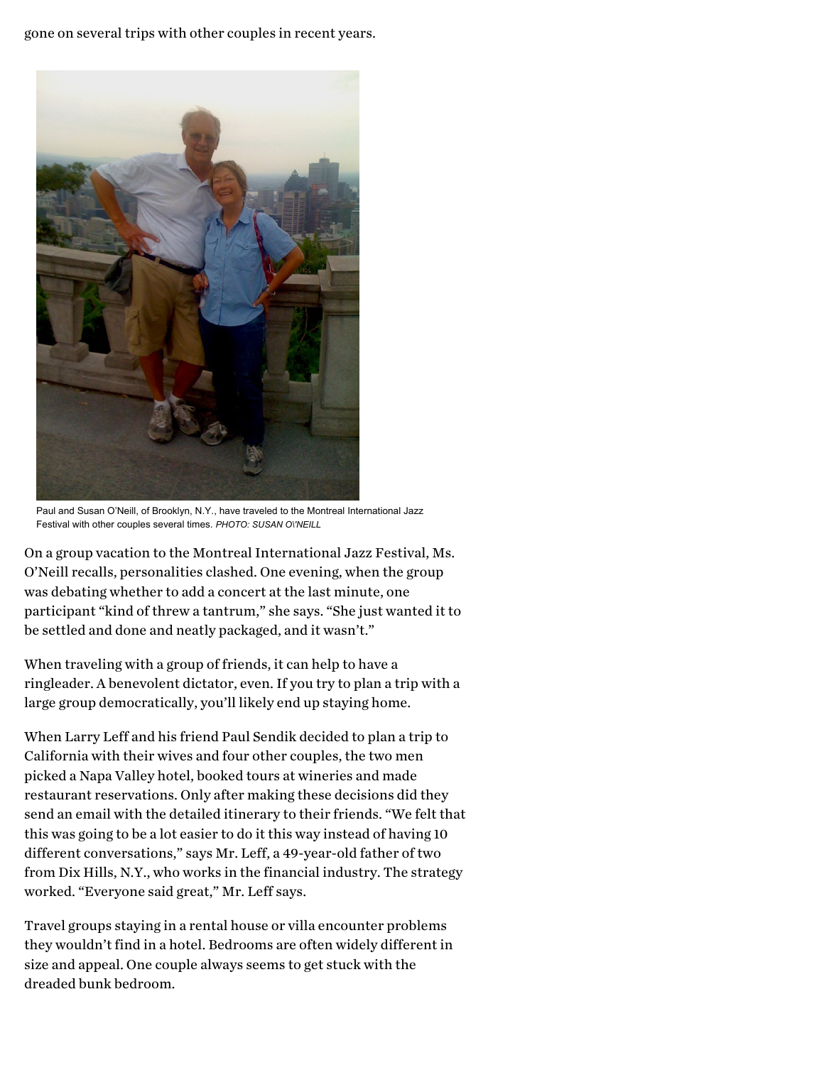gone on several trips with other couples in recent years.

Paul and Susan O'Neill, of Brooklyn, N.Y., have traveled to the Montreal International Jazz Festival with other couples several times. *PHOTO: SUSAN O\'NEILL*

On a group vacation to the Montreal International Jazz Festival, Ms. O'Neill recalls, personalities clashed. One evening, when the group was debating whether to add a concert at the last minute, one participant "kind of threw a tantrum," she says. "She just wanted it to be settled and done and neatly packaged, and it wasn't."

When traveling with a group of friends, it can help to have a ringleader. A benevolent dictator, even. If you try to plan a trip with a large group democratically, you'll likely end up staying home.

When Larry Leff and his friend Paul Sendik decided to plan a trip to California with their wives and four other couples, the two men picked a Napa Valley hotel, booked tours at wineries and made restaurant reservations. Only after making these decisions did they send an email with the detailed itinerary to their friends. "We felt that this was going to be a lot easier to do it this way instead of having 10 different conversations," says Mr. Leff, a 49-year-old father of two from Dix Hills, N.Y., who works in the financial industry. The strategy worked. "Everyone said great," Mr. Leff says.

Travel groups staying in a rental house or villa encounter problems they wouldn't find in a hotel. Bedrooms are often widely different in size and appeal. One couple always seems to get stuck with the dreaded bunk bedroom.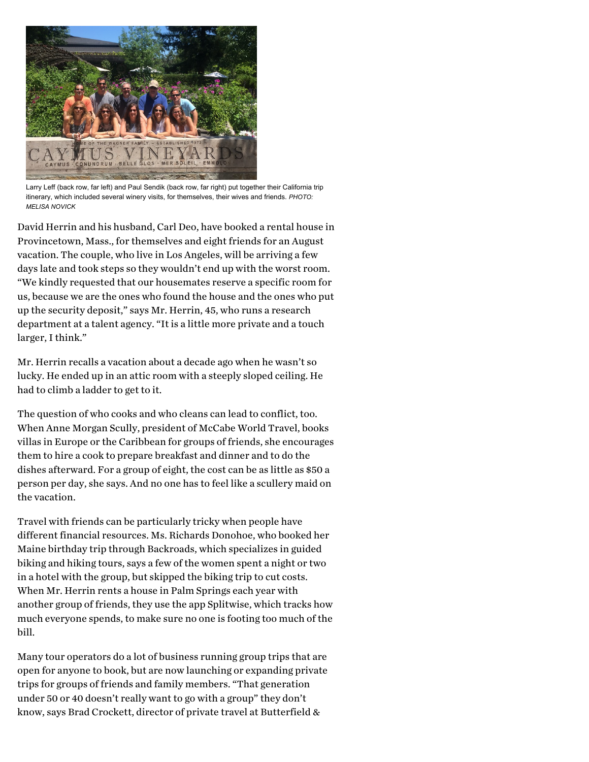Larry Leff (back row, far left) and Paul Sendik (back row, far right) put together their California trip itinerary, which included several winery visits, for themselves, their wives and friends. *PHOTO: MELISA NOVICK*

David Herrin and his husband, Carl Deo, have booked a rental house in Provincetown, Mass., for themselves and eight friends for an August vacation. The couple, who live in Los Angeles, will be arriving a few days late and took steps so they wouldn't end up with the worst room. "We kindly requested that our housemates reserve a specific room for us, because we are the ones who found the house and the ones who put up the security deposit," says Mr. Herrin, 45, who runs a research department at a talent agency. "It is a little more private and a touch larger, I think."

Mr. Herrin recalls a vacation about a decade ago when he wasn't so lucky. He ended up in an attic room with a steeply sloped ceiling. He had to climb a ladder to get to it.

The question of who cooks and who cleans can lead to conflict, too. When Anne Morgan Scully, president of McCabe World Travel, books villas in Europe or the Caribbean for groups of friends, she encourages them to hire a cook to prepare breakfast and dinner and to do the dishes afterward. For a group of eight, the cost can be as little as $50 a person per day, she says. And no one has to feel like a scullery maid on the vacation.

Travel with friends can be particularly tricky when people have different financial resources. Ms. Richards Donohoe, who booked her Maine birthday trip through Backroads, which specializes in guided biking and hiking tours, says a few of the women spent a night or two in a hotel with the group, but skipped the biking trip to cut costs. When Mr. Herrin rents a house in Palm Springs each year with another group of friends, they use the app Splitwise, which tracks how much everyone spends, to make sure no one is footing too much of the bill.

Many tour operators do a lot of business running group trips that are open for anyone to book, but are now launching or expanding private trips for groups of friends and family members. "That generation under 50 or 40 doesn't really want to go with a group" they don't know, says Brad Crockett, director of private travel at Butterfield &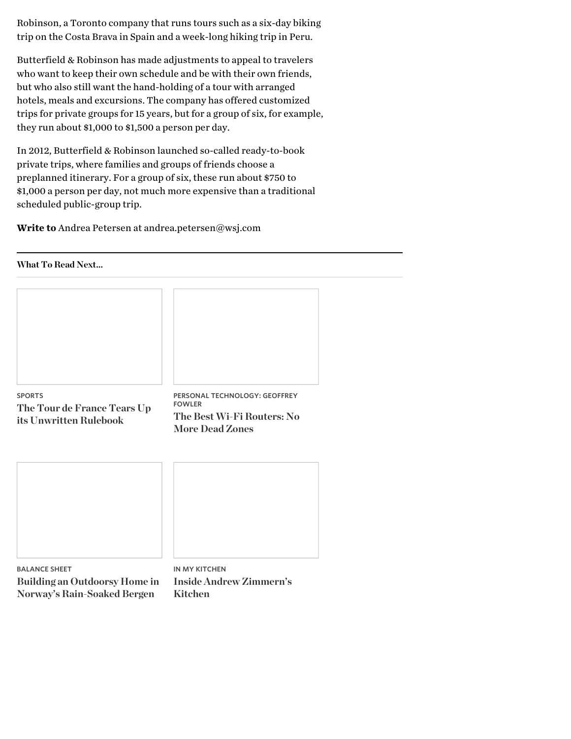Robinson, a Toronto company that runs tours such as a six-day biking trip on the Costa Brava in Spain and a week-long hiking trip in Peru.

Butterfield & Robinson has made adjustments to appeal to travelers who want to keep their own schedule and be with their own friends, but who also still want the hand-holding of a tour with arranged hotels, meals and excursions. The company has offered customized trips for private groups for 15 years, but for a group of six, for example, they run about $1,000 to $1,500 a person per day.

In 2012, Butterfield & Robinson launched so-called ready-to-book private trips, where families and groups of friends choose a preplanned itinerary. For a group of six, these run about $750 to $1,000 a person per day, not much more expensive than a traditional scheduled public-group trip.

**Write to** Andrea Petersen at andrea.petersen@wsj.com

**What To Read Next...**

SPORTS

**The Tour de France Tears Up its Unwritten Rulebook**

PERSONAL TECHNOLOGY: GEOFFREY FOWLER

**The Best Wi-Fi Routers: No More Dead Zones**

BALANCE SHEET

**Building an Outdoorsy Home in Norway's Rain-Soaked Bergen**

IN MY KITCHEN

**Inside Andrew Zimmern's Kitchen**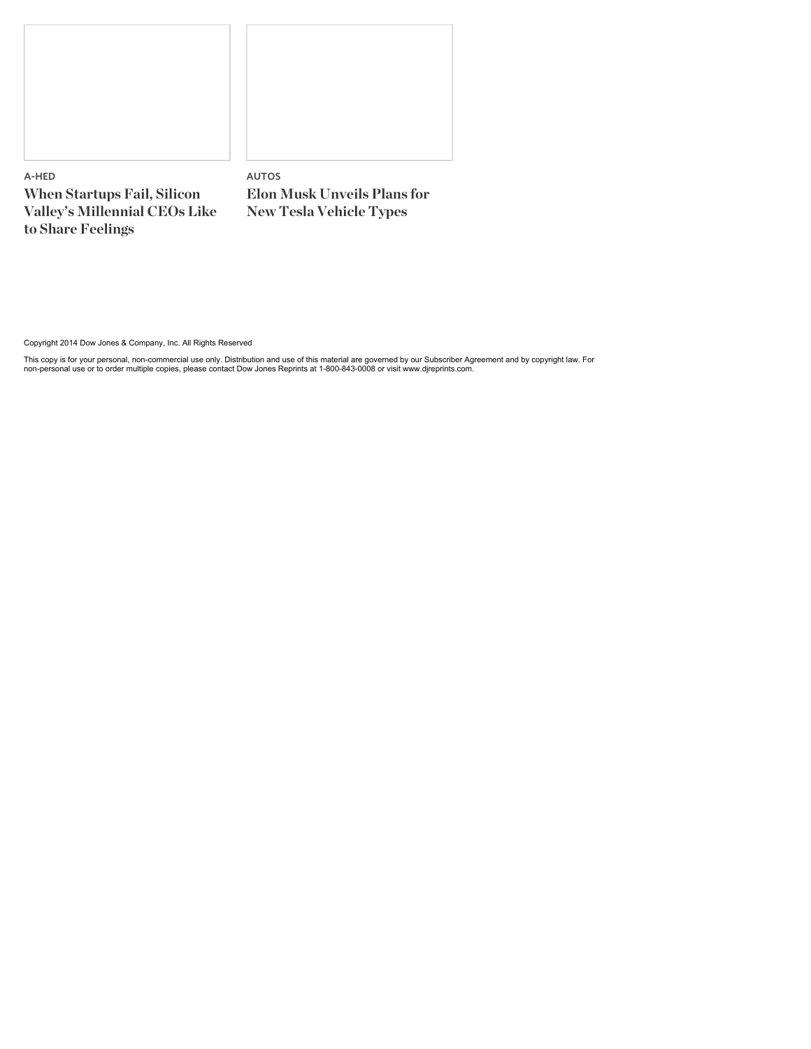A-HED

**When Startups Fail, Silicon Valley's Millennial CEOs Like to Share Feelings**

AUTOS

**Elon Musk Unveils Plans for New Tesla Vehicle Types**

Copyright 2014 Dow Jones & Company, Inc. All Rights Reserved

This copy is for your personal, non-commercial use only. Distribution and use of this material are governed by our Subscriber Agreement and by copyright law. For non-personal use or to order multiple copies, please contact Dow Jones Reprints at 1-800-843-0008 or visit www.djreprints.com.